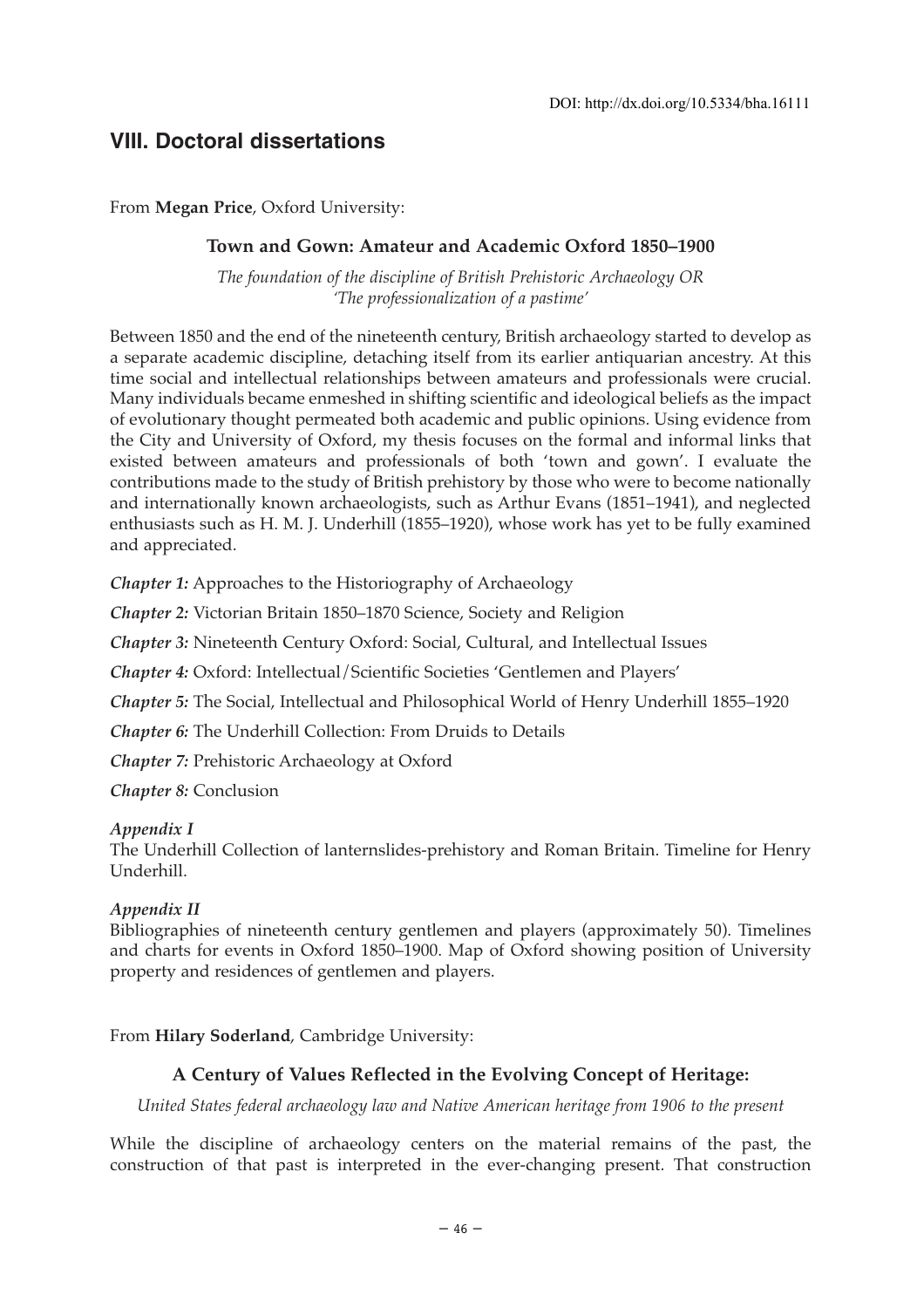DOI: http://dx.doi.org/10.5334/bha.16111

## VIII. Doctoral dissertations

From **Megan Price**, Oxford University:

### Town and Gown: Amateur and Academic Oxford 1850–1900

*The foundation of the discipline of British Prehistoric Archaeology OR 'The professionalization of a pastime'*

Between 1850 and the end of the nineteenth century, British archaeology started to develop as a separate academic discipline, detaching itself from its earlier antiquarian ancestry. At this time social and intellectual relationships between amateurs and professionals were crucial. Many individuals became enmeshed in shifting scientific and ideological beliefs as the impact of evolutionary thought permeated both academic and public opinions. Using evidence from the City and University of Oxford, my thesis focuses on the formal and informal links that existed between amateurs and professionals of both 'town and gown'. I evaluate the contributions made to the study of British prehistory by those who were to become nationally and internationally known archaeologists, such as Arthur Evans (1851–1941), and neglected enthusiasts such as H. M. J. Underhill (1855–1920), whose work has yet to be fully examined and appreciated.

***Chapter 1:*** Approaches to the Historiography of Archaeology

***Chapter 2:*** Victorian Britain 1850–1870 Science, Society and Religion

***Chapter 3:*** Nineteenth Century Oxford: Social, Cultural, and Intellectual Issues

***Chapter 4:*** Oxford: Intellectual/Scientific Societies 'Gentlemen and Players'

***Chapter 5:*** The Social, Intellectual and Philosophical World of Henry Underhill 1855–1920

***Chapter 6:*** The Underhill Collection: From Druids to Details

***Chapter 7:*** Prehistoric Archaeology at Oxford

***Chapter 8:*** Conclusion

***Appendix I***
The Underhill Collection of lanternslides-prehistory and Roman Britain. Timeline for Henry Underhill.

***Appendix II***
Bibliographies of nineteenth century gentlemen and players (approximately 50). Timelines and charts for events in Oxford 1850–1900. Map of Oxford showing position of University property and residences of gentlemen and players.

From **Hilary Soderland**, Cambridge University:

### A Century of Values Reflected in the Evolving Concept of Heritage:

*United States federal archaeology law and Native American heritage from 1906 to the present*

While the discipline of archaeology centers on the material remains of the past, the construction of that past is interpreted in the ever-changing present. That construction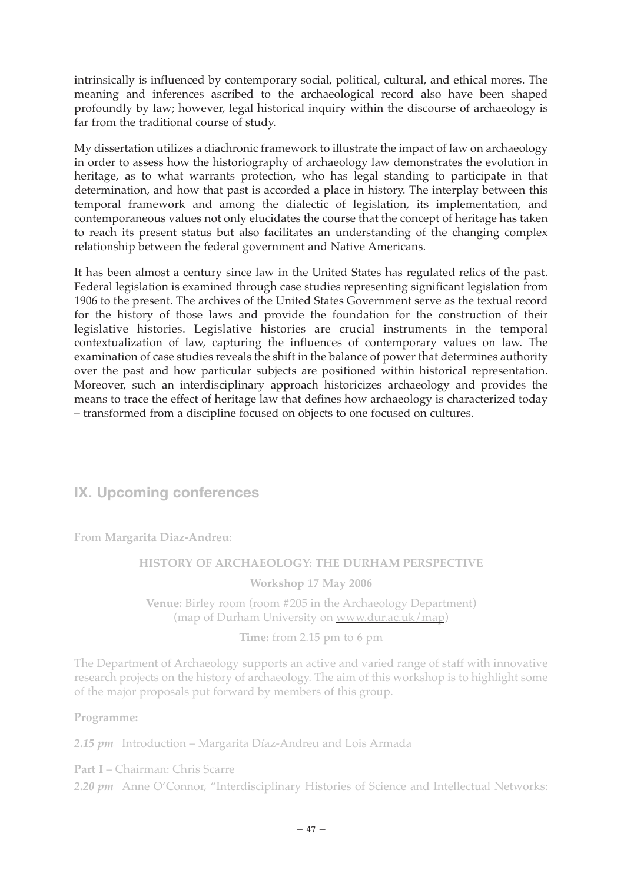intrinsically is influenced by contemporary social, political, cultural, and ethical mores. The meaning and inferences ascribed to the archaeological record also have been shaped profoundly by law; however, legal historical inquiry within the discourse of archaeology is far from the traditional course of study.

My dissertation utilizes a diachronic framework to illustrate the impact of law on archaeology in order to assess how the historiography of archaeology law demonstrates the evolution in heritage, as to what warrants protection, who has legal standing to participate in that determination, and how that past is accorded a place in history. The interplay between this temporal framework and among the dialectic of legislation, its implementation, and contemporaneous values not only elucidates the course that the concept of heritage has taken to reach its present status but also facilitates an understanding of the changing complex relationship between the federal government and Native Americans.

It has been almost a century since law in the United States has regulated relics of the past. Federal legislation is examined through case studies representing significant legislation from 1906 to the present. The archives of the United States Government serve as the textual record for the history of those laws and provide the foundation for the construction of their legislative histories. Legislative histories are crucial instruments in the temporal contextualization of law, capturing the influences of contemporary values on law. The examination of case studies reveals the shift in the balance of power that determines authority over the past and how particular subjects are positioned within historical representation. Moreover, such an interdisciplinary approach historicizes archaeology and provides the means to trace the effect of heritage law that defines how archaeology is characterized today – transformed from a discipline focused on objects to one focused on cultures.

## IX. Upcoming conferences

From **Margarita Diaz-Andreu**:

**HISTORY OF ARCHAEOLOGY: THE DURHAM PERSPECTIVE**

**Workshop 17 May 2006**

**Venue:** Birley room (room #205 in the Archaeology Department) (map of Durham University on www.dur.ac.uk/map)

**Time:** from 2.15 pm to 6 pm

The Department of Archaeology supports an active and varied range of staff with innovative research projects on the history of archaeology. The aim of this workshop is to highlight some of the major proposals put forward by members of this group.

**Programme:**

***2.15 pm*** Introduction – Margarita Díaz-Andreu and Lois Armada

**Part I** – Chairman: Chris Scarre

***2.20 pm*** Anne O'Connor, "Interdisciplinary Histories of Science and Intellectual Networks: